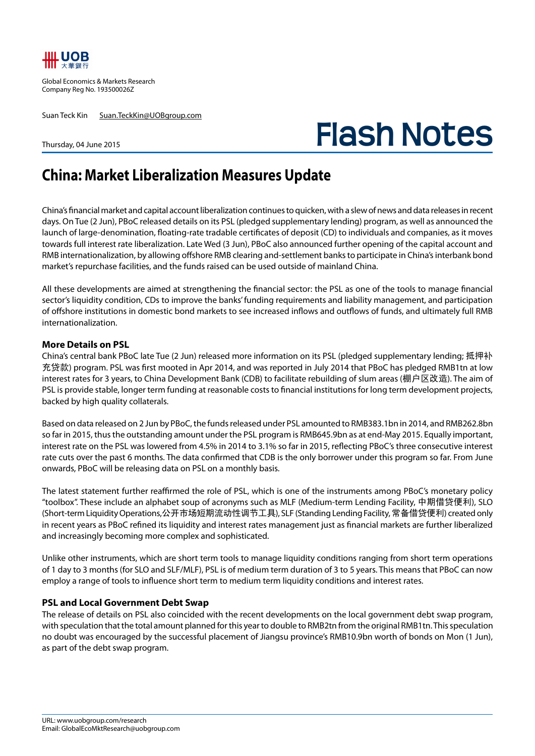Global Economics & Markets Research
Company Reg No. 193500026Z

Suan Teck Kin Suan.TeckKin@UOBgroup.com

Thursday, 04 June 2015

# Flash Notes

## China: Market Liberalization Measures Update

China's financial market and capital account liberalization continues to quicken, with a slew of news and data releases in recent days. On Tue (2 Jun), PBoC released details on its PSL (pledged supplementary lending) program, as well as announced the launch of large-denomination, floating-rate tradable certificates of deposit (CD) to individuals and companies, as it moves towards full interest rate liberalization. Late Wed (3 Jun), PBoC also announced further opening of the capital account and RMB internationalization, by allowing offshore RMB clearing and-settlement banks to participate in China's interbank bond market's repurchase facilities, and the funds raised can be used outside of mainland China.

All these developments are aimed at strengthening the financial sector: the PSL as one of the tools to manage financial sector's liquidity condition, CDs to improve the banks' funding requirements and liability management, and participation of offshore institutions in domestic bond markets to see increased inflows and outflows of funds, and ultimately full RMB internationalization.

### More Details on PSL

China's central bank PBoC late Tue (2 Jun) released more information on its PSL (pledged supplementary lending; 抵押补充贷款) program. PSL was first mooted in Apr 2014, and was reported in July 2014 that PBoC has pledged RMB1tn at low interest rates for 3 years, to China Development Bank (CDB) to facilitate rebuilding of slum areas (棚户区改造). The aim of PSL is provide stable, longer term funding at reasonable costs to financial institutions for long term development projects, backed by high quality collaterals.

Based on data released on 2 Jun by PBoC, the funds released under PSL amounted to RMB383.1bn in 2014, and RMB262.8bn so far in 2015, thus the outstanding amount under the PSL program is RMB645.9bn as at end-May 2015. Equally important, interest rate on the PSL was lowered from 4.5% in 2014 to 3.1% so far in 2015, reflecting PBoC's three consecutive interest rate cuts over the past 6 months. The data confirmed that CDB is the only borrower under this program so far. From June onwards, PBoC will be releasing data on PSL on a monthly basis.

The latest statement further reaffirmed the role of PSL, which is one of the instruments among PBoC's monetary policy "toolbox". These include an alphabet soup of acronyms such as MLF (Medium-term Lending Facility, 中期借贷便利), SLO (Short-term Liquidity Operations,公开市场短期流动性调节工具), SLF (Standing Lending Facility, 常备借贷便利) created only in recent years as PBoC refined its liquidity and interest rates management just as financial markets are further liberalized and increasingly becoming more complex and sophisticated.

Unlike other instruments, which are short term tools to manage liquidity conditions ranging from short term operations of 1 day to 3 months (for SLO and SLF/MLF), PSL is of medium term duration of 3 to 5 years. This means that PBoC can now employ a range of tools to influence short term to medium term liquidity conditions and interest rates.

### PSL and Local Government Debt Swap

The release of details on PSL also coincided with the recent developments on the local government debt swap program, with speculation that the total amount planned for this year to double to RMB2tn from the original RMB1tn. This speculation no doubt was encouraged by the successful placement of Jiangsu province's RMB10.9bn worth of bonds on Mon (1 Jun), as part of the debt swap program.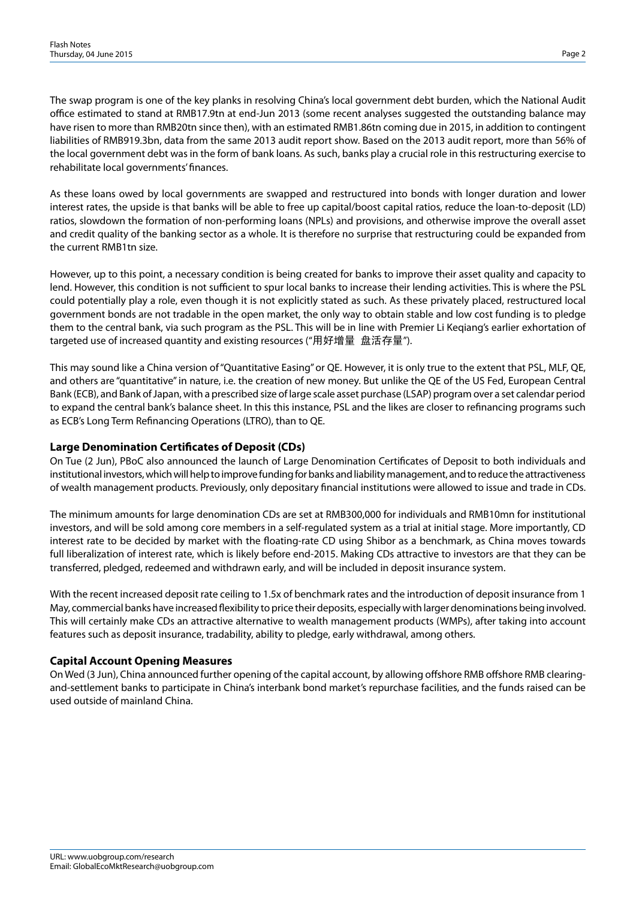The swap program is one of the key planks in resolving China's local government debt burden, which the National Audit office estimated to stand at RMB17.9tn at end-Jun 2013 (some recent analyses suggested the outstanding balance may have risen to more than RMB20tn since then), with an estimated RMB1.86tn coming due in 2015, in addition to contingent liabilities of RMB919.3bn, data from the same 2013 audit report show. Based on the 2013 audit report, more than 56% of the local government debt was in the form of bank loans. As such, banks play a crucial role in this restructuring exercise to rehabilitate local governments' finances.

As these loans owed by local governments are swapped and restructured into bonds with longer duration and lower interest rates, the upside is that banks will be able to free up capital/boost capital ratios, reduce the loan-to-deposit (LD) ratios, slowdown the formation of non-performing loans (NPLs) and provisions, and otherwise improve the overall asset and credit quality of the banking sector as a whole. It is therefore no surprise that restructuring could be expanded from the current RMB1tn size.

However, up to this point, a necessary condition is being created for banks to improve their asset quality and capacity to lend. However, this condition is not sufficient to spur local banks to increase their lending activities. This is where the PSL could potentially play a role, even though it is not explicitly stated as such. As these privately placed, restructured local government bonds are not tradable in the open market, the only way to obtain stable and low cost funding is to pledge them to the central bank, via such program as the PSL. This will be in line with Premier Li Keqiang's earlier exhortation of targeted use of increased quantity and existing resources ("用好增量 盘活存量").

This may sound like a China version of "Quantitative Easing" or QE. However, it is only true to the extent that PSL, MLF, QE, and others are "quantitative" in nature, i.e. the creation of new money. But unlike the QE of the US Fed, European Central Bank (ECB), and Bank of Japan, with a prescribed size of large scale asset purchase (LSAP) program over a set calendar period to expand the central bank's balance sheet. In this this instance, PSL and the likes are closer to refinancing programs such as ECB's Long Term Refinancing Operations (LTRO), than to QE.

### Large Denomination Certificates of Deposit (CDs)

On Tue (2 Jun), PBoC also announced the launch of Large Denomination Certificates of Deposit to both individuals and institutional investors, which will help to improve funding for banks and liability management, and to reduce the attractiveness of wealth management products. Previously, only depositary financial institutions were allowed to issue and trade in CDs.

The minimum amounts for large denomination CDs are set at RMB300,000 for individuals and RMB10mn for institutional investors, and will be sold among core members in a self-regulated system as a trial at initial stage. More importantly, CD interest rate to be decided by market with the floating-rate CD using Shibor as a benchmark, as China moves towards full liberalization of interest rate, which is likely before end-2015. Making CDs attractive to investors are that they can be transferred, pledged, redeemed and withdrawn early, and will be included in deposit insurance system.

With the recent increased deposit rate ceiling to 1.5x of benchmark rates and the introduction of deposit insurance from 1 May, commercial banks have increased flexibility to price their deposits, especially with larger denominations being involved. This will certainly make CDs an attractive alternative to wealth management products (WMPs), after taking into account features such as deposit insurance, tradability, ability to pledge, early withdrawal, among others.

### Capital Account Opening Measures

On Wed (3 Jun), China announced further opening of the capital account, by allowing offshore RMB offshore RMB clearing-and-settlement banks to participate in China's interbank bond market's repurchase facilities, and the funds raised can be used outside of mainland China.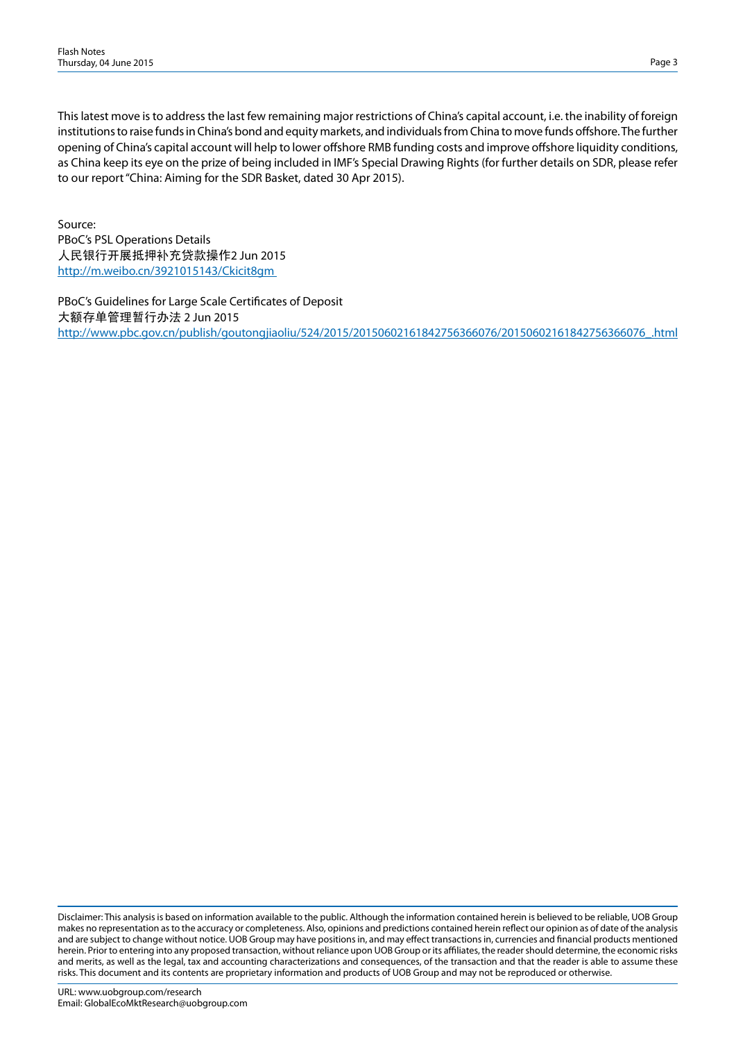This latest move is to address the last few remaining major restrictions of China's capital account, i.e. the inability of foreign institutions to raise funds in China's bond and equity markets, and individuals from China to move funds offshore. The further opening of China's capital account will help to lower offshore RMB funding costs and improve offshore liquidity conditions, as China keep its eye on the prize of being included in IMF's Special Drawing Rights (for further details on SDR, please refer to our report "China: Aiming for the SDR Basket, dated 30 Apr 2015).

Source:
PBoC's PSL Operations Details
人民银行开展抵押补充贷款操作2 Jun 2015
http://m.weibo.cn/3921015143/Ckicit8gm

PBoC's Guidelines for Large Scale Certificates of Deposit
大额存单管理暂行办法 2 Jun 2015
http://www.pbc.gov.cn/publish/goutongjiaoliu/524/2015/20150602161842756366076/20150602161842756366076_.html

Disclaimer: This analysis is based on information available to the public. Although the information contained herein is believed to be reliable, UOB Group makes no representation as to the accuracy or completeness. Also, opinions and predictions contained herein reflect our opinion as of date of the analysis and are subject to change without notice. UOB Group may have positions in, and may effect transactions in, currencies and financial products mentioned herein. Prior to entering into any proposed transaction, without reliance upon UOB Group or its affiliates, the reader should determine, the economic risks and merits, as well as the legal, tax and accounting characterizations and consequences, of the transaction and that the reader is able to assume these risks. This document and its contents are proprietary information and products of UOB Group and may not be reproduced or otherwise.

URL: www.uobgroup.com/research
Email: GlobalEcoMktResearch@uobgroup.com